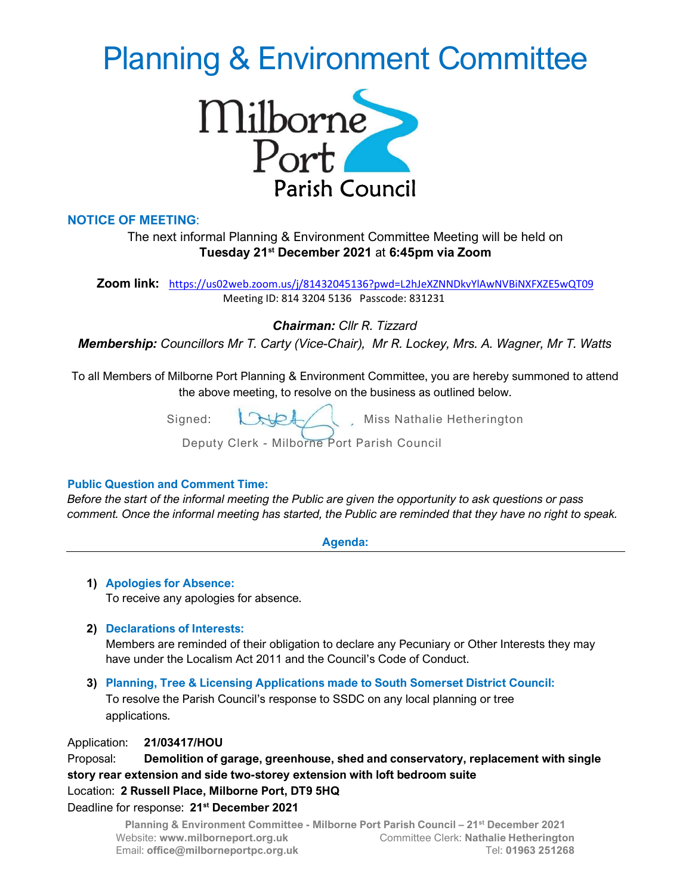# Planning & Environment Committee

Milborne Port Parish Council

**NOTICE OF MEETING**:

The next informal Planning & Environment Committee Meeting will be held on **Tuesday 21st December 2021** at **6:45pm via Zoom**

**Zoom link:** https://us02web.zoom.us/j/81432045136?pwd=L2hJeXZNNDkvYlAwNVBiNXFXZE5wQT09
Meeting ID: 814 3204 5136 Passcode: 831231

***Chairman:*** *Cllr R. Tizzard*

***Membership:*** *Councillors Mr T. Carty (Vice-Chair), Mr R. Lockey, Mrs. A. Wagner, Mr T. Watts*

To all Members of Milborne Port Planning & Environment Committee, you are hereby summoned to attend the above meeting, to resolve on the business as outlined below.

Signed: Miss Nathalie Hetherington

Deputy Clerk - Milborne Port Parish Council

**Public Question and Comment Time:**

*Before the start of the informal meeting the Public are given the opportunity to ask questions or pass comment. Once the informal meeting has started, the Public are reminded that they have no right to speak.*

## Agenda:

1) **Apologies for Absence:**
   To receive any apologies for absence.

2) **Declarations of Interests:**
   Members are reminded of their obligation to declare any Pecuniary or Other Interests they may have under the Localism Act 2011 and the Council's Code of Conduct.

3) **Planning, Tree & Licensing Applications made to South Somerset District Council:**
   To resolve the Parish Council's response to SSDC on any local planning or tree applications.

Application: **21/03417/HOU**
Proposal: **Demolition of garage, greenhouse, shed and conservatory, replacement with single story rear extension and side two-storey extension with loft bedroom suite**
Location: **2 Russell Place, Milborne Port, DT9 5HQ**
Deadline for response: **21st December 2021**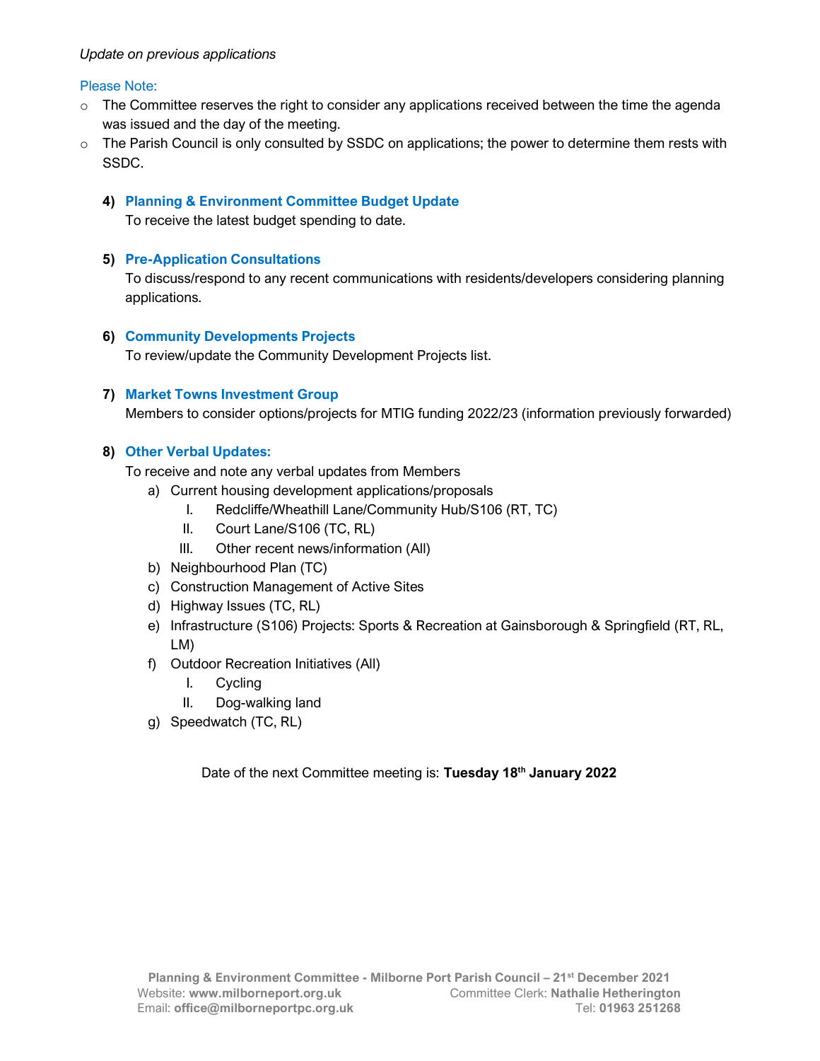*Update on previous applications*

Please Note:

- The Committee reserves the right to consider any applications received between the time the agenda was issued and the day of the meeting.
- The Parish Council is only consulted by SSDC on applications; the power to determine them rests with SSDC.

**4) Planning & Environment Committee Budget Update**

To receive the latest budget spending to date.

**5) Pre-Application Consultations**

To discuss/respond to any recent communications with residents/developers considering planning applications.

**6) Community Developments Projects**

To review/update the Community Development Projects list.

**7) Market Towns Investment Group**

Members to consider options/projects for MTIG funding 2022/23 (information previously forwarded)

**8) Other Verbal Updates:**

To receive and note any verbal updates from Members

a) Current housing development applications/proposals
   - I. Redcliffe/Wheathill Lane/Community Hub/S106 (RT, TC)
   - II. Court Lane/S106 (TC, RL)
   - III. Other recent news/information (All)

b) Neighbourhood Plan (TC)

c) Construction Management of Active Sites

d) Highway Issues (TC, RL)

e) Infrastructure (S106) Projects: Sports & Recreation at Gainsborough & Springfield (RT, RL, LM)

f) Outdoor Recreation Initiatives (All)
   - I. Cycling
   - II. Dog-walking land

g) Speedwatch (TC, RL)

Date of the next Committee meeting is: **Tuesday 18th January 2022**